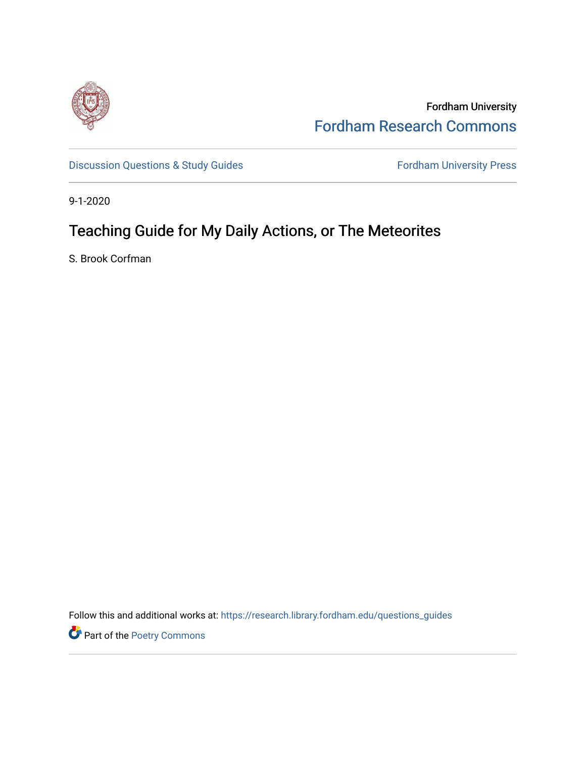Fordham University

Fordham Research Commons

Discussion Questions & Study Guides

Fordham University Press

9-1-2020

# Teaching Guide for My Daily Actions, or The Meteorites

S. Brook Corfman

Follow this and additional works at: https://research.library.fordham.edu/questions_guides

Part of the Poetry Commons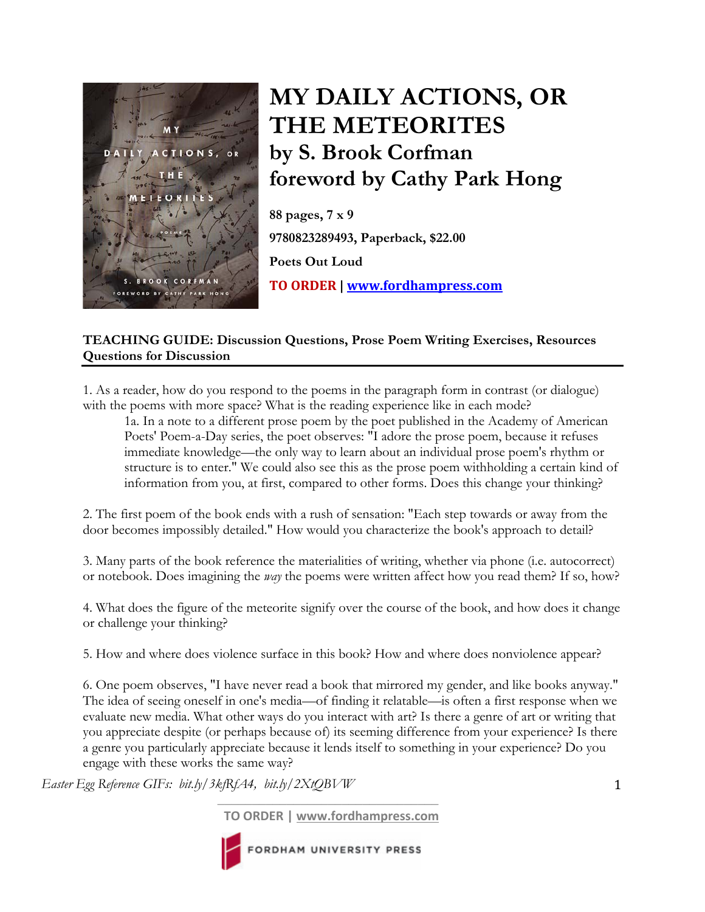# MY DAILY ACTIONS, OR THE METEORITES

## by S. Brook Corfman

## foreword by Cathy Park Hong

**88 pages, 7 x 9**

**9780823289493, Paperback, $22.00**

**Poets Out Loud**

**TO ORDER | www.fordhampress.com**

**TEACHING GUIDE: Discussion Questions, Prose Poem Writing Exercises, Resources**
**Questions for Discussion**

1. As a reader, how do you respond to the poems in the paragraph form in contrast (or dialogue) with the poems with more space? What is the reading experience like in each mode?

    1a. In a note to a different prose poem by the poet published in the Academy of American Poets' Poem-a-Day series, the poet observes: "I adore the prose poem, because it refuses immediate knowledge—the only way to learn about an individual prose poem's rhythm or structure is to enter." We could also see this as the prose poem withholding a certain kind of information from you, at first, compared to other forms. Does this change your thinking?

2. The first poem of the book ends with a rush of sensation: "Each step towards or away from the door becomes impossibly detailed." How would you characterize the book's approach to detail?

3. Many parts of the book reference the materialities of writing, whether via phone (i.e. autocorrect) or notebook. Does imagining the *way* the poems were written affect how you read them? If so, how?

4. What does the figure of the meteorite signify over the course of the book, and how does it change or challenge your thinking?

5. How and where does violence surface in this book? How and where does nonviolence appear?

6. One poem observes, "I have never read a book that mirrored my gender, and like books anyway." The idea of seeing oneself in one's media—of finding it relatable—is often a first response when we evaluate new media. What other ways do you interact with art? Is there a genre of art or writing that you appreciate despite (or perhaps because of) its seeming difference from your experience? Is there a genre you particularly appreciate because it lends itself to something in your experience? Do you engage with these works the same way?

*Easter Egg Reference GIFs: bit.ly/3kfRfA4, bit.ly/2XtQBVW*

TO ORDER | www.fordhampress.com

FORDHAM UNIVERSITY PRESS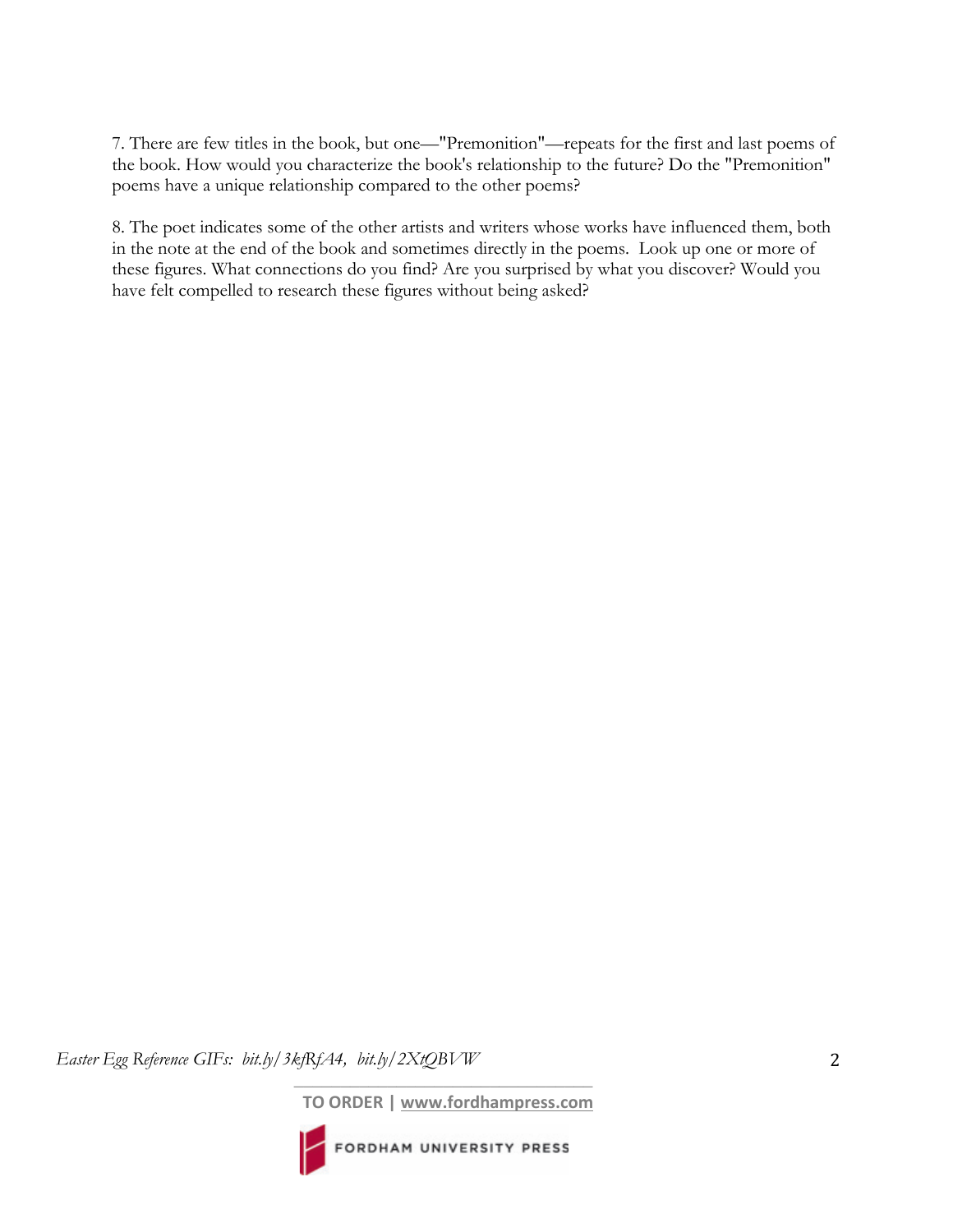7. There are few titles in the book, but one—"Premonition"—repeats for the first and last poems of the book. How would you characterize the book's relationship to the future? Do the "Premonition" poems have a unique relationship compared to the other poems?

8. The poet indicates some of the other artists and writers whose works have influenced them, both in the note at the end of the book and sometimes directly in the poems. Look up one or more of these figures. What connections do you find? Are you surprised by what you discover? Would you have felt compelled to research these figures without being asked?

*Easter Egg Reference GIFs: bit.ly/3kfRfA4, bit.ly/2XtQBVW*

**TO ORDER | www.fordhampress.com**

FORDHAM UNIVERSITY PRESS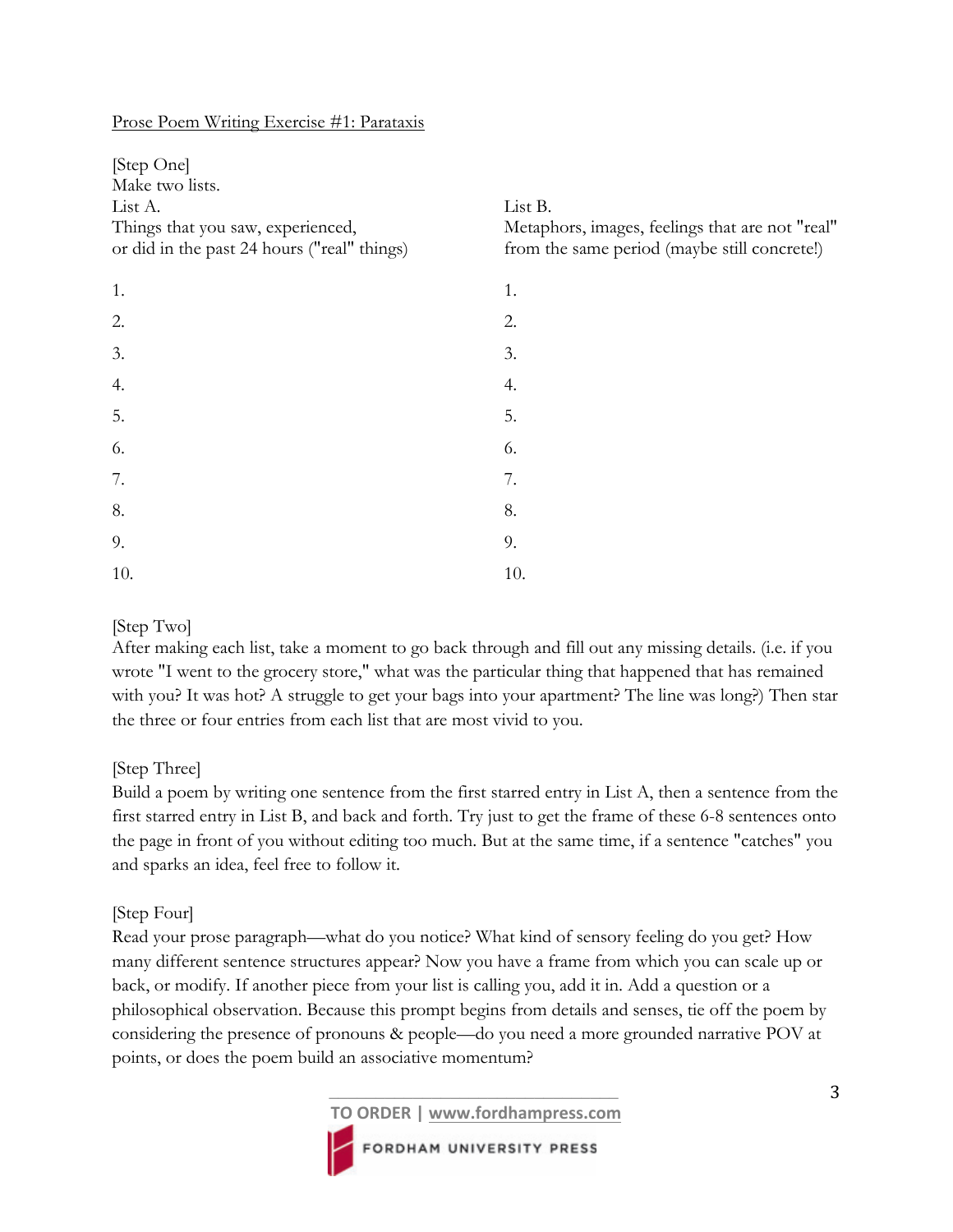Prose Poem Writing Exercise #1: Parataxis

[Step One]
Make two lists.

| List A. Things that you saw, experienced, or did in the past 24 hours ("real" things) | List B. Metaphors, images, feelings that are not "real" from the same period (maybe still concrete!) |
| --- | --- |
| 1. | 1. |
| 2. | 2. |
| 3. | 3. |
| 4. | 4. |
| 5. | 5. |
| 6. | 6. |
| 7. | 7. |
| 8. | 8. |
| 9. | 9. |
| 10. | 10. |

[Step Two]
After making each list, take a moment to go back through and fill out any missing details. (i.e. if you wrote "I went to the grocery store," what was the particular thing that happened that has remained with you? It was hot? A struggle to get your bags into your apartment? The line was long?) Then star the three or four entries from each list that are most vivid to you.

[Step Three]
Build a poem by writing one sentence from the first starred entry in List A, then a sentence from the first starred entry in List B, and back and forth. Try just to get the frame of these 6-8 sentences onto the page in front of you without editing too much. But at the same time, if a sentence "catches" you and sparks an idea, feel free to follow it.

[Step Four]
Read your prose paragraph—what do you notice? What kind of sensory feeling do you get? How many different sentence structures appear? Now you have a frame from which you can scale up or back, or modify. If another piece from your list is calling you, add it in. Add a question or a philosophical observation. Because this prompt begins from details and senses, tie off the poem by considering the presence of pronouns & people—do you need a more grounded narrative POV at points, or does the poem build an associative momentum?

TO ORDER | www.fordhampress.com

FORDHAM UNIVERSITY PRESS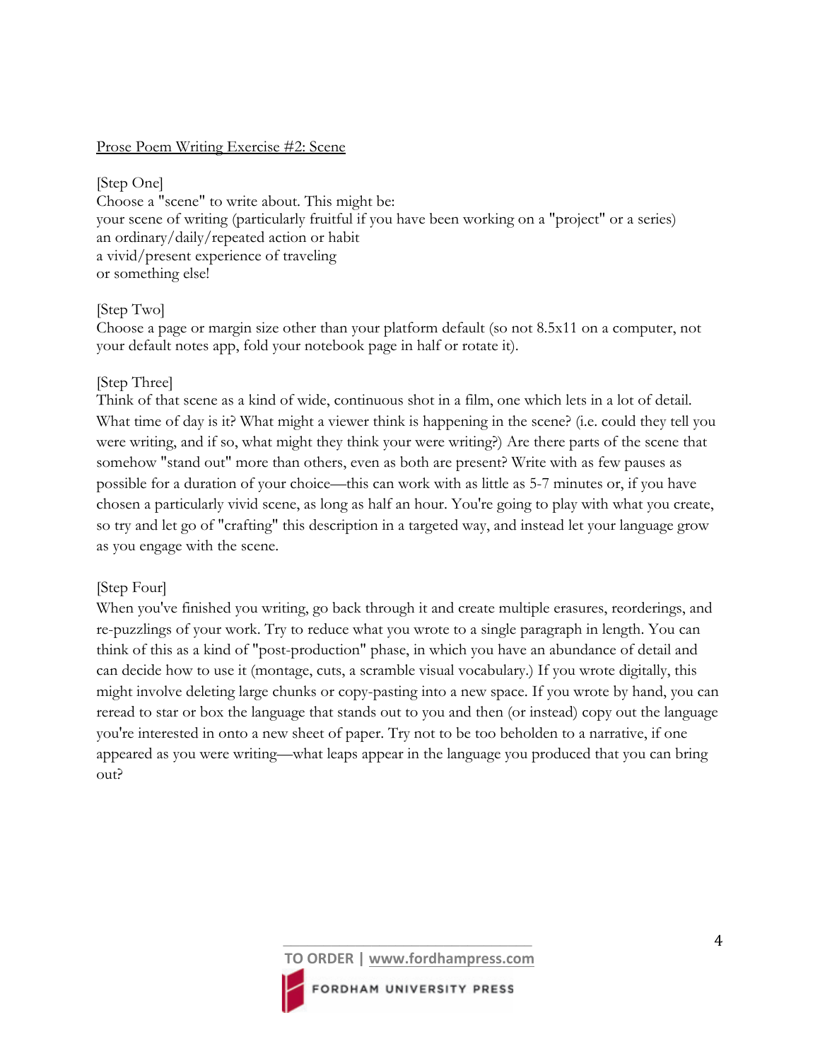Prose Poem Writing Exercise #2: Scene

[Step One]
Choose a "scene" to write about. This might be:
your scene of writing (particularly fruitful if you have been working on a "project" or a series)
an ordinary/daily/repeated action or habit
a vivid/present experience of traveling
or something else!

[Step Two]
Choose a page or margin size other than your platform default (so not 8.5x11 on a computer, not your default notes app, fold your notebook page in half or rotate it).

[Step Three]
Think of that scene as a kind of wide, continuous shot in a film, one which lets in a lot of detail. What time of day is it? What might a viewer think is happening in the scene? (i.e. could they tell you were writing, and if so, what might they think your were writing?) Are there parts of the scene that somehow "stand out" more than others, even as both are present? Write with as few pauses as possible for a duration of your choice—this can work with as little as 5-7 minutes or, if you have chosen a particularly vivid scene, as long as half an hour. You're going to play with what you create, so try and let go of "crafting" this description in a targeted way, and instead let your language grow as you engage with the scene.

[Step Four]
When you've finished you writing, go back through it and create multiple erasures, reorderings, and re-puzzlings of your work. Try to reduce what you wrote to a single paragraph in length. You can think of this as a kind of "post-production" phase, in which you have an abundance of detail and can decide how to use it (montage, cuts, a scramble visual vocabulary.) If you wrote digitally, this might involve deleting large chunks or copy-pasting into a new space. If you wrote by hand, you can reread to star or box the language that stands out to you and then (or instead) copy out the language you're interested in onto a new sheet of paper. Try not to be too beholden to a narrative, if one appeared as you were writing—what leaps appear in the language you produced that you can bring out?

TO ORDER | www.fordhampress.com

FORDHAM UNIVERSITY PRESS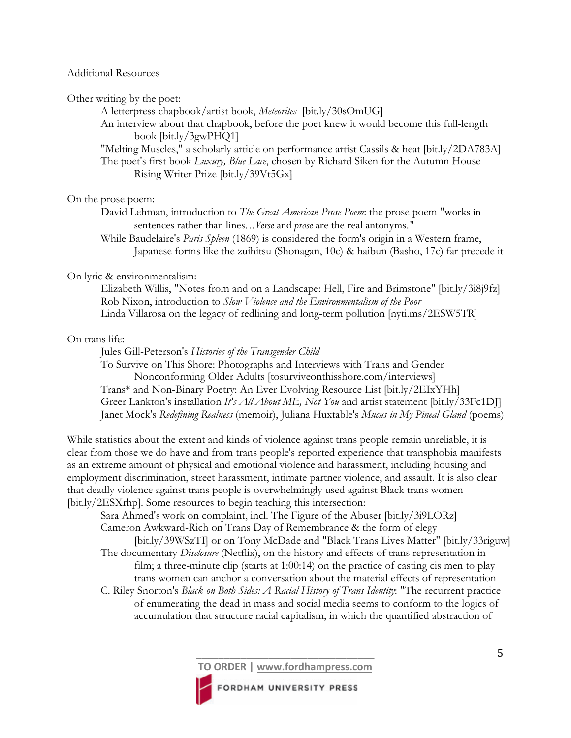## Additional Resources

Other writing by the poet:

- A letterpress chapbook/artist book, *Meteorites* [bit.ly/30sOmUG]
- An interview about that chapbook, before the poet knew it would become this full-length book [bit.ly/3gwPHQ1]
- "Melting Muscles," a scholarly article on performance artist Cassils & heat [bit.ly/2DA783A]
- The poet's first book *Luxury, Blue Lace*, chosen by Richard Siken for the Autumn House Rising Writer Prize [bit.ly/39Vt5Gx]

On the prose poem:

- David Lehman, introduction to *The Great American Prose Poem*: the prose poem "works in sentences rather than lines…*Verse* and *prose* are the real antonyms."
- While Baudelaire's *Paris Spleen* (1869) is considered the form's origin in a Western frame, Japanese forms like the zuihitsu (Shonagan, 10c) & haibun (Basho, 17c) far precede it

On lyric & environmentalism:

- Elizabeth Willis, "Notes from and on a Landscape: Hell, Fire and Brimstone" [bit.ly/3i8j9fz]
- Rob Nixon, introduction to *Slow Violence and the Environmentalism of the Poor*
- Linda Villarosa on the legacy of redlining and long-term pollution [nyti.ms/2ESW5TR]

On trans life:

- Jules Gill-Peterson's *Histories of the Transgender Child*
- To Survive on This Shore: Photographs and Interviews with Trans and Gender Nonconforming Older Adults [tosurviveonthisshore.com/interviews]
- Trans* and Non-Binary Poetry: An Ever Evolving Resource List [bit.ly/2EIxYHh]
- Greer Lankton's installation *It's All About ME, Not You* and artist statement [bit.ly/33Fc1DJ]
- Janet Mock's *Redefining Realness* (memoir), Juliana Huxtable's *Mucus in My Pineal Gland* (poems)

While statistics about the extent and kinds of violence against trans people remain unreliable, it is clear from those we do have and from trans people's reported experience that transphobia manifests as an extreme amount of physical and emotional violence and harassment, including housing and employment discrimination, street harassment, intimate partner violence, and assault. It is also clear that deadly violence against trans people is overwhelmingly used against Black trans women [bit.ly/2ESXrhp]. Some resources to begin teaching this intersection:

- Sara Ahmed's work on complaint, incl. The Figure of the Abuser [bit.ly/3i9LORz]
- Cameron Awkward-Rich on Trans Day of Remembrance & the form of elegy [bit.ly/39WSzTI] or on Tony McDade and "Black Trans Lives Matter" [bit.ly/33riguw]
- The documentary *Disclosure* (Netflix), on the history and effects of trans representation in film; a three-minute clip (starts at 1:00:14) on the practice of casting cis men to play trans women can anchor a conversation about the material effects of representation
- C. Riley Snorton's *Black on Both Sides: A Racial History of Trans Identity*: "The recurrent practice of enumerating the dead in mass and social media seems to conform to the logics of accumulation that structure racial capitalism, in which the quantified abstraction of

TO ORDER | www.fordhampress.com

FORDHAM UNIVERSITY PRESS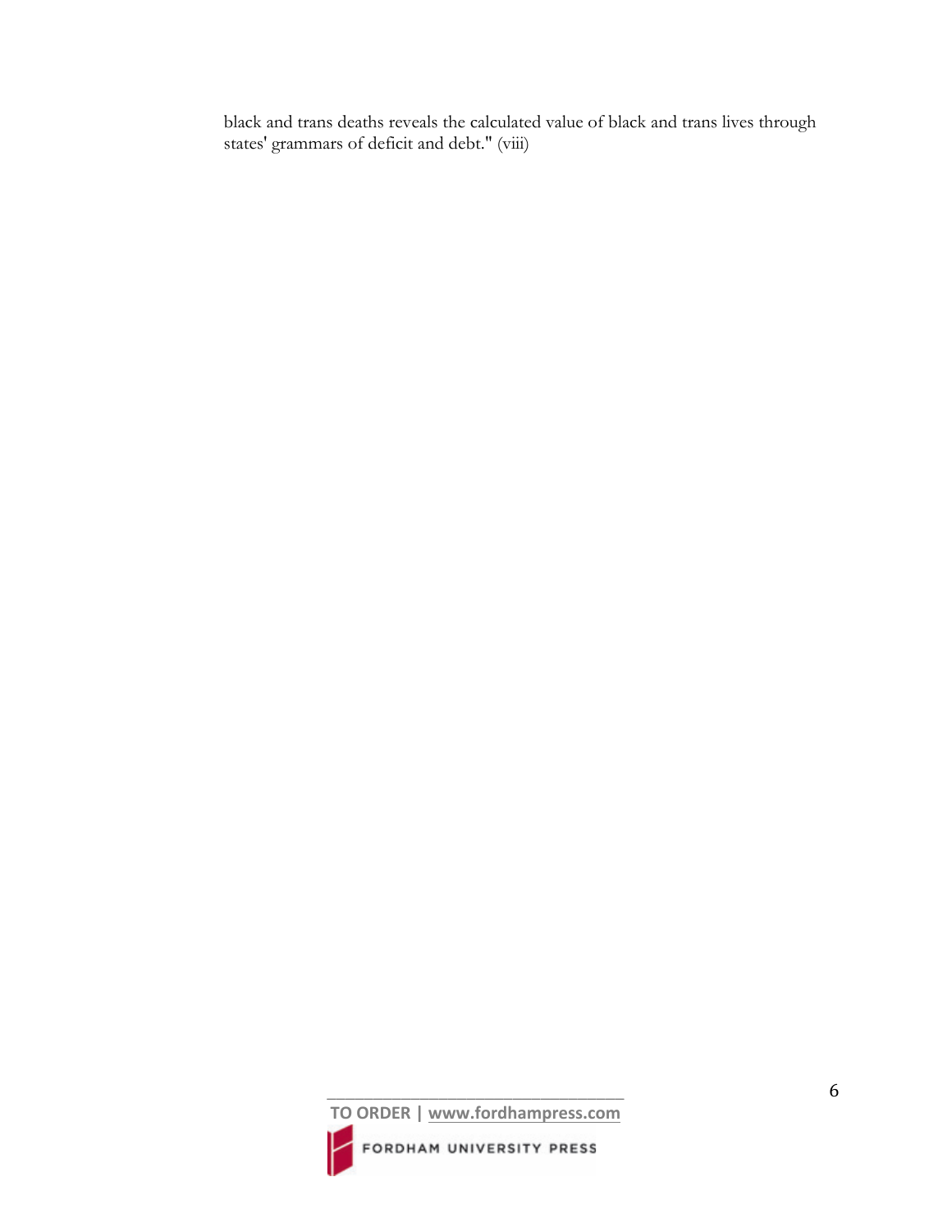black and trans deaths reveals the calculated value of black and trans lives through states' grammars of deficit and debt." (viii)